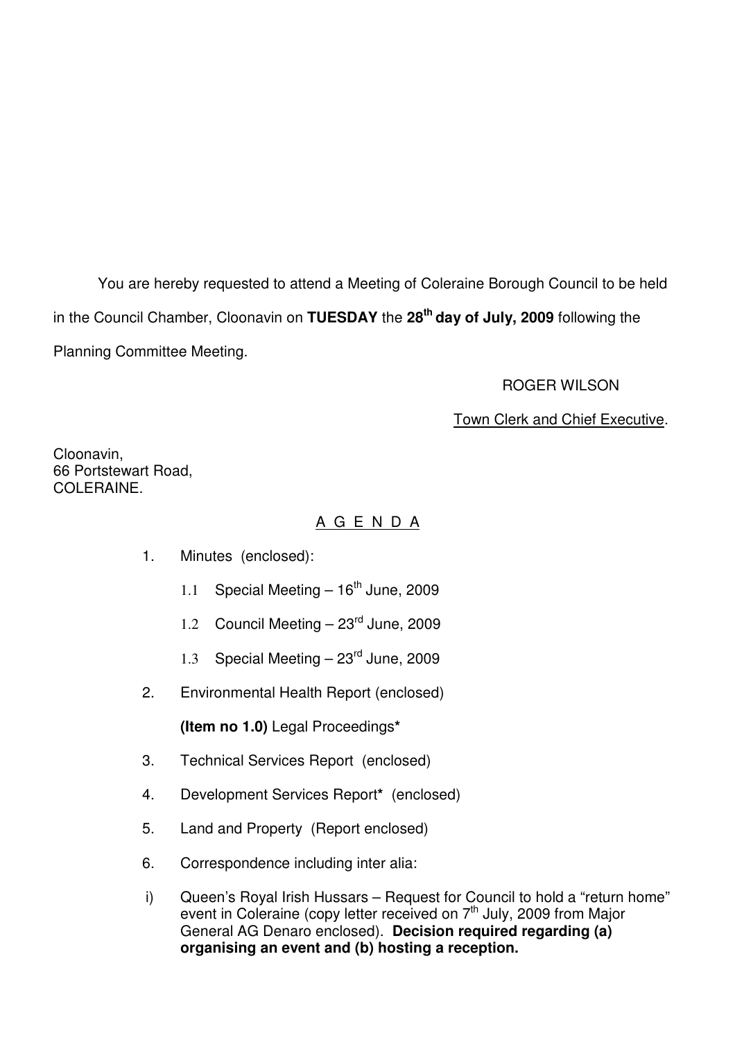You are hereby requested to attend a Meeting of Coleraine Borough Council to be held in the Council Chamber, Cloonavin on **TUESDAY** the **28th day of July, 2009** following the Planning Committee Meeting.

ROGER WILSON

Town Clerk and Chief Executive.

Cloonavin,
66 Portstewart Road,
COLERAINE.

A G E N D A

1. Minutes (enclosed):

   1.1 Special Meeting – 16th June, 2009

   1.2 Council Meeting – 23rd June, 2009

   1.3 Special Meeting – 23rd June, 2009

2. Environmental Health Report (enclosed)

   **(Item no 1.0)** Legal Proceedings*

3. Technical Services Report (enclosed)

4. Development Services Report* (enclosed)

5. Land and Property (Report enclosed)

6. Correspondence including inter alia:

i) Queen's Royal Irish Hussars – Request for Council to hold a "return home" event in Coleraine (copy letter received on 7th July, 2009 from Major General AG Denaro enclosed). **Decision required regarding (a) organising an event and (b) hosting a reception.**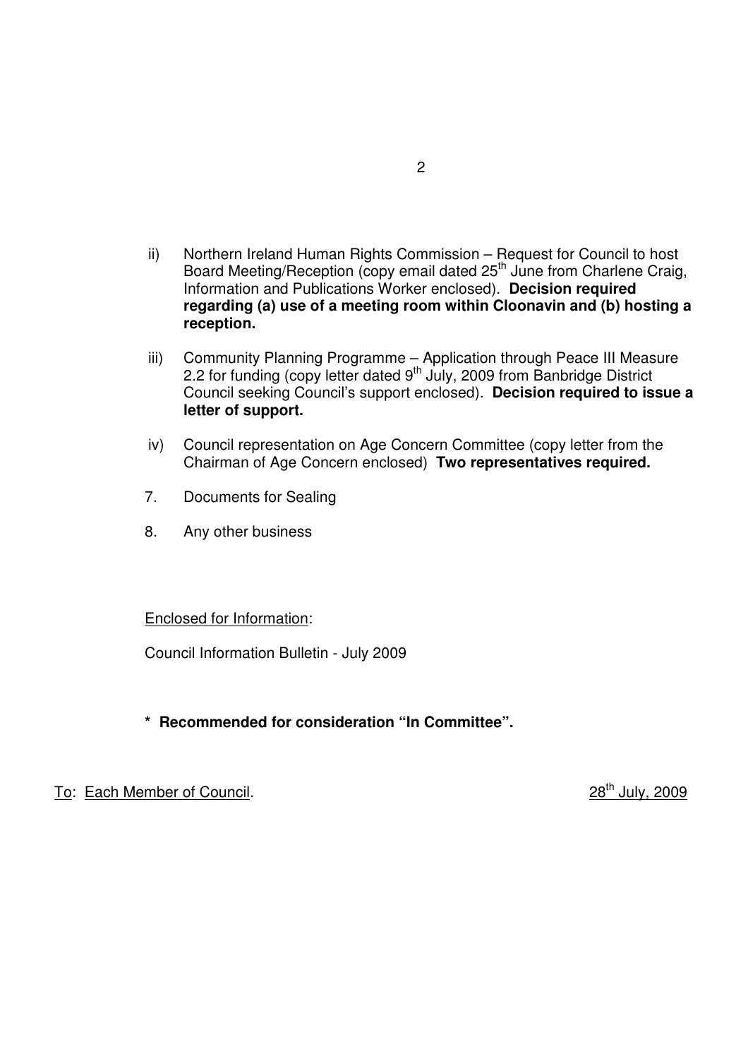ii) Northern Ireland Human Rights Commission – Request for Council to host Board Meeting/Reception (copy email dated 25th June from Charlene Craig, Information and Publications Worker enclosed). **Decision required regarding (a) use of a meeting room within Cloonavin and (b) hosting a reception.**

iii) Community Planning Programme – Application through Peace III Measure 2.2 for funding (copy letter dated 9th July, 2009 from Banbridge District Council seeking Council's support enclosed). **Decision required to issue a letter of support.**

iv) Council representation on Age Concern Committee (copy letter from the Chairman of Age Concern enclosed) **Two representatives required.**

7. Documents for Sealing

8. Any other business

<u>Enclosed for Information</u>:

Council Information Bulletin - July 2009

**\* Recommended for consideration "In Committee".**

<u>To</u>: <u>Each Member of Council</u>. <u>28th July, 2009</u>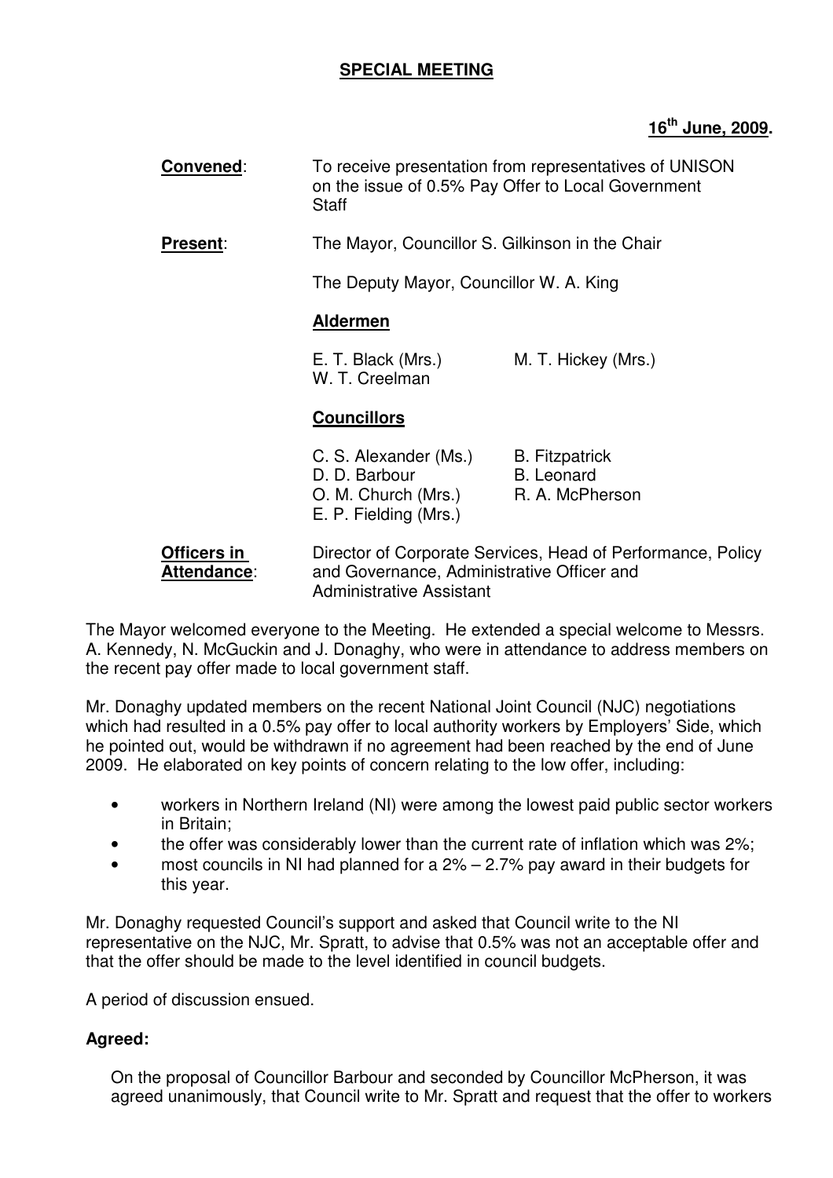## SPECIAL MEETING

**16th June, 2009.**

**Convened**: To receive presentation from representatives of UNISON on the issue of 0.5% Pay Offer to Local Government Staff

**Present**: The Mayor, Councillor S. Gilkinson in the Chair

The Deputy Mayor, Councillor W. A. King

**Aldermen**

E. T. Black (Mrs.)
M. T. Hickey (Mrs.)
W. T. Creelman

**Councillors**

C. S. Alexander (Ms.)
B. Fitzpatrick
D. D. Barbour
B. Leonard
O. M. Church (Mrs.)
R. A. McPherson
E. P. Fielding (Mrs.)

**Officers in Attendance**: Director of Corporate Services, Head of Performance, Policy and Governance, Administrative Officer and Administrative Assistant

The Mayor welcomed everyone to the Meeting. He extended a special welcome to Messrs. A. Kennedy, N. McGuckin and J. Donaghy, who were in attendance to address members on the recent pay offer made to local government staff.

Mr. Donaghy updated members on the recent National Joint Council (NJC) negotiations which had resulted in a 0.5% pay offer to local authority workers by Employers' Side, which he pointed out, would be withdrawn if no agreement had been reached by the end of June 2009. He elaborated on key points of concern relating to the low offer, including:

- workers in Northern Ireland (NI) were among the lowest paid public sector workers in Britain;
- the offer was considerably lower than the current rate of inflation which was 2%;
- most councils in NI had planned for a 2% – 2.7% pay award in their budgets for this year.

Mr. Donaghy requested Council's support and asked that Council write to the NI representative on the NJC, Mr. Spratt, to advise that 0.5% was not an acceptable offer and that the offer should be made to the level identified in council budgets.

A period of discussion ensued.

**Agreed:**

On the proposal of Councillor Barbour and seconded by Councillor McPherson, it was agreed unanimously, that Council write to Mr. Spratt and request that the offer to workers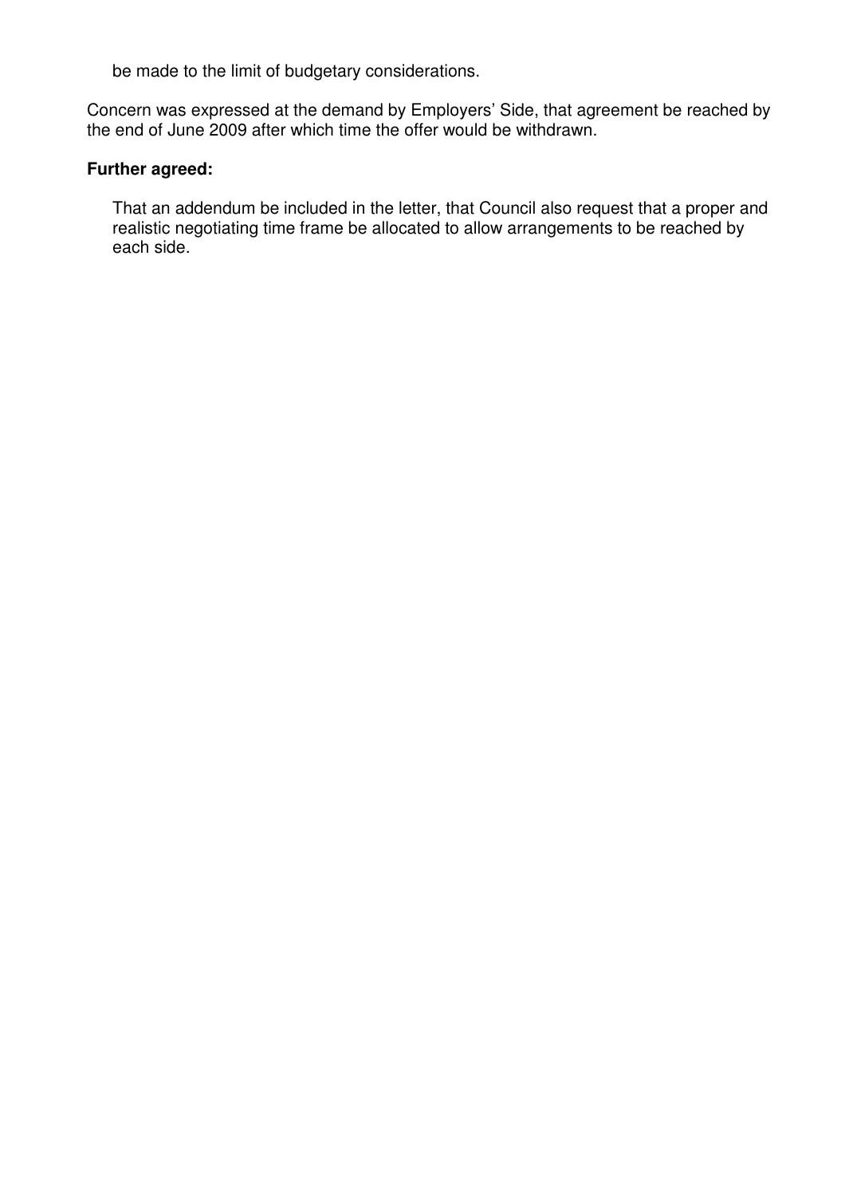be made to the limit of budgetary considerations.

Concern was expressed at the demand by Employers' Side, that agreement be reached by the end of June 2009 after which time the offer would be withdrawn.

**Further agreed:**

That an addendum be included in the letter, that Council also request that a proper and realistic negotiating time frame be allocated to allow arrangements to be reached by each side.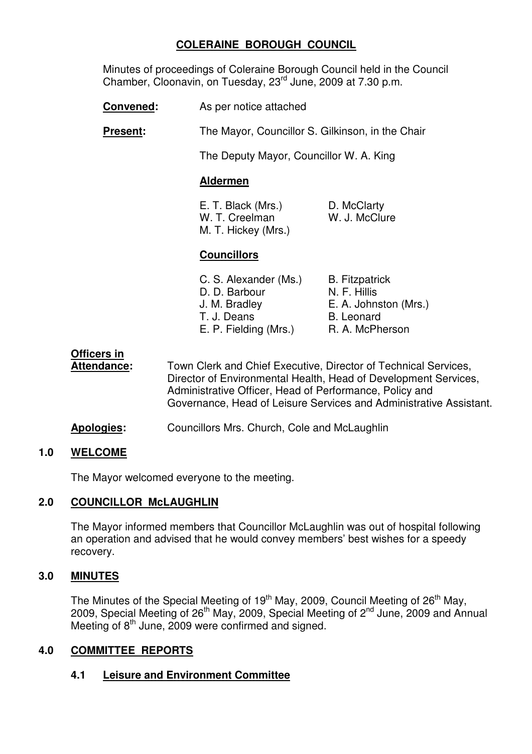# COLERAINE BOROUGH COUNCIL

Minutes of proceedings of Coleraine Borough Council held in the Council Chamber, Cloonavin, on Tuesday, 23rd June, 2009 at 7.30 p.m.

**Convened:** As per notice attached

**Present:** The Mayor, Councillor S. Gilkinson, in the Chair

The Deputy Mayor, Councillor W. A. King

**Aldermen**

| | |
|---|---|
| E. T. Black (Mrs.) | D. McClarty |
| W. T. Creelman | W. J. McClure |
| M. T. Hickey (Mrs.) | |

**Councillors**

| | |
|---|---|
| C. S. Alexander (Ms.) | B. Fitzpatrick |
| D. D. Barbour | N. F. Hillis |
| J. M. Bradley | E. A. Johnston (Mrs.) |
| T. J. Deans | B. Leonard |
| E. P. Fielding (Mrs.) | R. A. McPherson |

**Officers in Attendance:** Town Clerk and Chief Executive, Director of Technical Services, Director of Environmental Health, Head of Development Services, Administrative Officer, Head of Performance, Policy and Governance, Head of Leisure Services and Administrative Assistant.

**Apologies:** Councillors Mrs. Church, Cole and McLaughlin

## 1.0 WELCOME

The Mayor welcomed everyone to the meeting.

## 2.0 COUNCILLOR McLAUGHLIN

The Mayor informed members that Councillor McLaughlin was out of hospital following an operation and advised that he would convey members' best wishes for a speedy recovery.

## 3.0 MINUTES

The Minutes of the Special Meeting of 19th May, 2009, Council Meeting of 26th May, 2009, Special Meeting of 26th May, 2009, Special Meeting of 2nd June, 2009 and Annual Meeting of 8th June, 2009 were confirmed and signed.

## 4.0 COMMITTEE REPORTS

### 4.1 Leisure and Environment Committee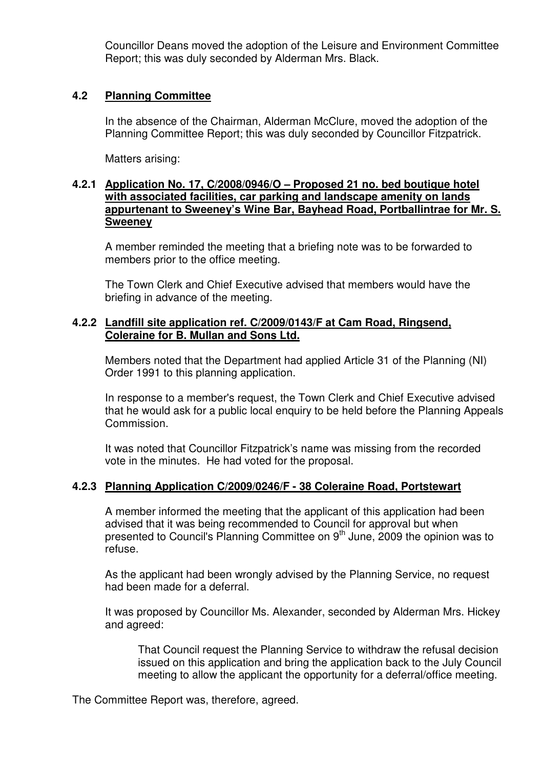Councillor Deans moved the adoption of the Leisure and Environment Committee Report; this was duly seconded by Alderman Mrs. Black.

### 4.2 Planning Committee

In the absence of the Chairman, Alderman McClure, moved the adoption of the Planning Committee Report; this was duly seconded by Councillor Fitzpatrick.

Matters arising:

#### 4.2.1 Application No. 17, C/2008/0946/O – Proposed 21 no. bed boutique hotel with associated facilities, car parking and landscape amenity on lands appurtenant to Sweeney's Wine Bar, Bayhead Road, Portballintrae for Mr. S. Sweeney

A member reminded the meeting that a briefing note was to be forwarded to members prior to the office meeting.

The Town Clerk and Chief Executive advised that members would have the briefing in advance of the meeting.

#### 4.2.2 Landfill site application ref. C/2009/0143/F at Cam Road, Ringsend, Coleraine for B. Mullan and Sons Ltd.

Members noted that the Department had applied Article 31 of the Planning (NI) Order 1991 to this planning application.

In response to a member's request, the Town Clerk and Chief Executive advised that he would ask for a public local enquiry to be held before the Planning Appeals Commission.

It was noted that Councillor Fitzpatrick's name was missing from the recorded vote in the minutes. He had voted for the proposal.

#### 4.2.3 Planning Application C/2009/0246/F - 38 Coleraine Road, Portstewart

A member informed the meeting that the applicant of this application had been advised that it was being recommended to Council for approval but when presented to Council's Planning Committee on 9th June, 2009 the opinion was to refuse.

As the applicant had been wrongly advised by the Planning Service, no request had been made for a deferral.

It was proposed by Councillor Ms. Alexander, seconded by Alderman Mrs. Hickey and agreed:

> That Council request the Planning Service to withdraw the refusal decision issued on this application and bring the application back to the July Council meeting to allow the applicant the opportunity for a deferral/office meeting.

The Committee Report was, therefore, agreed.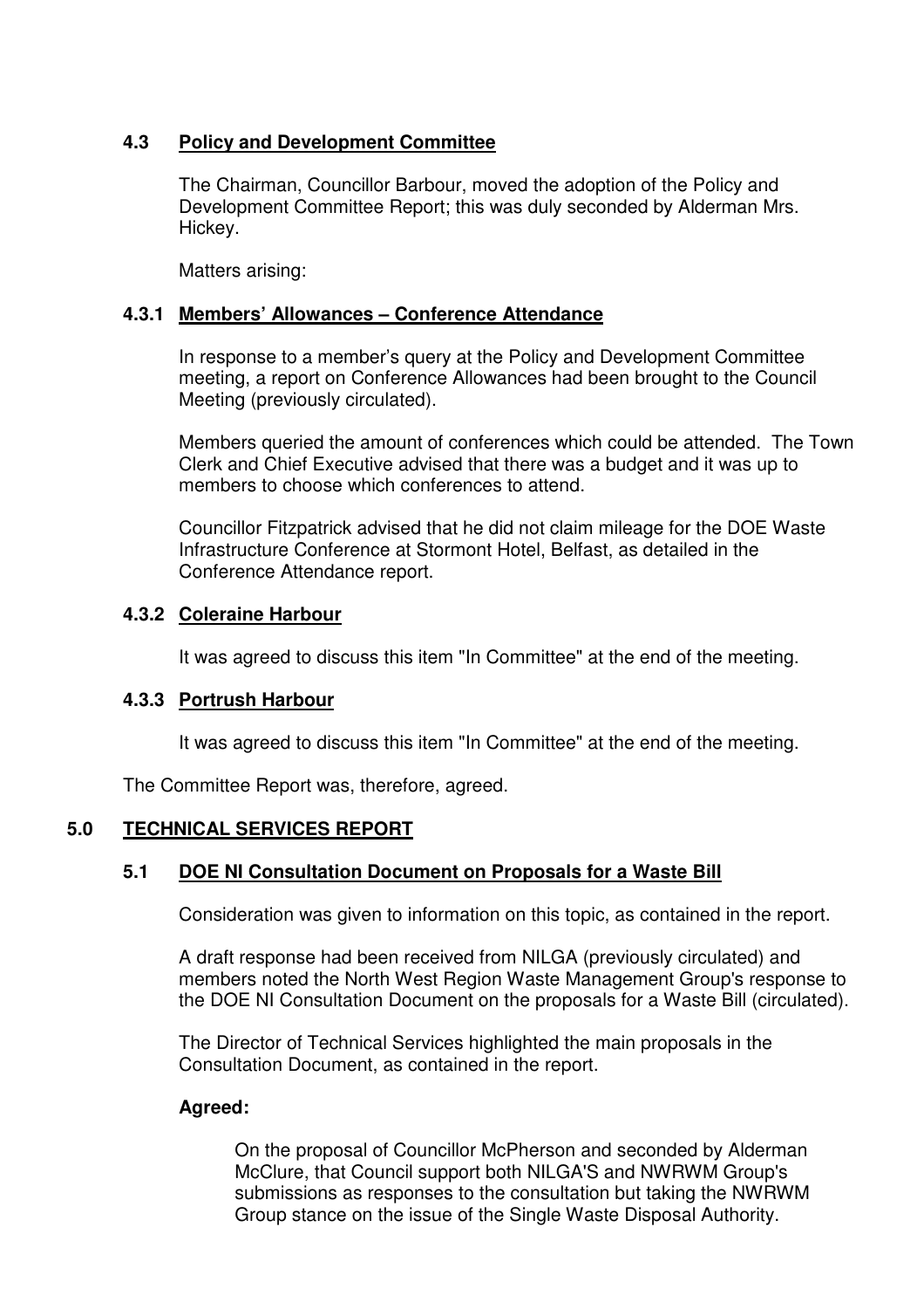### 4.3 Policy and Development Committee

The Chairman, Councillor Barbour, moved the adoption of the Policy and Development Committee Report; this was duly seconded by Alderman Mrs. Hickey.

Matters arising:

#### 4.3.1 Members' Allowances – Conference Attendance

In response to a member's query at the Policy and Development Committee meeting, a report on Conference Allowances had been brought to the Council Meeting (previously circulated).

Members queried the amount of conferences which could be attended. The Town Clerk and Chief Executive advised that there was a budget and it was up to members to choose which conferences to attend.

Councillor Fitzpatrick advised that he did not claim mileage for the DOE Waste Infrastructure Conference at Stormont Hotel, Belfast, as detailed in the Conference Attendance report.

#### 4.3.2 Coleraine Harbour

It was agreed to discuss this item "In Committee" at the end of the meeting.

#### 4.3.3 Portrush Harbour

It was agreed to discuss this item "In Committee" at the end of the meeting.

The Committee Report was, therefore, agreed.

## 5.0 TECHNICAL SERVICES REPORT

### 5.1 DOE NI Consultation Document on Proposals for a Waste Bill

Consideration was given to information on this topic, as contained in the report.

A draft response had been received from NILGA (previously circulated) and members noted the North West Region Waste Management Group's response to the DOE NI Consultation Document on the proposals for a Waste Bill (circulated).

The Director of Technical Services highlighted the main proposals in the Consultation Document, as contained in the report.

**Agreed:**

On the proposal of Councillor McPherson and seconded by Alderman McClure, that Council support both NILGA'S and NWRWM Group's submissions as responses to the consultation but taking the NWRWM Group stance on the issue of the Single Waste Disposal Authority.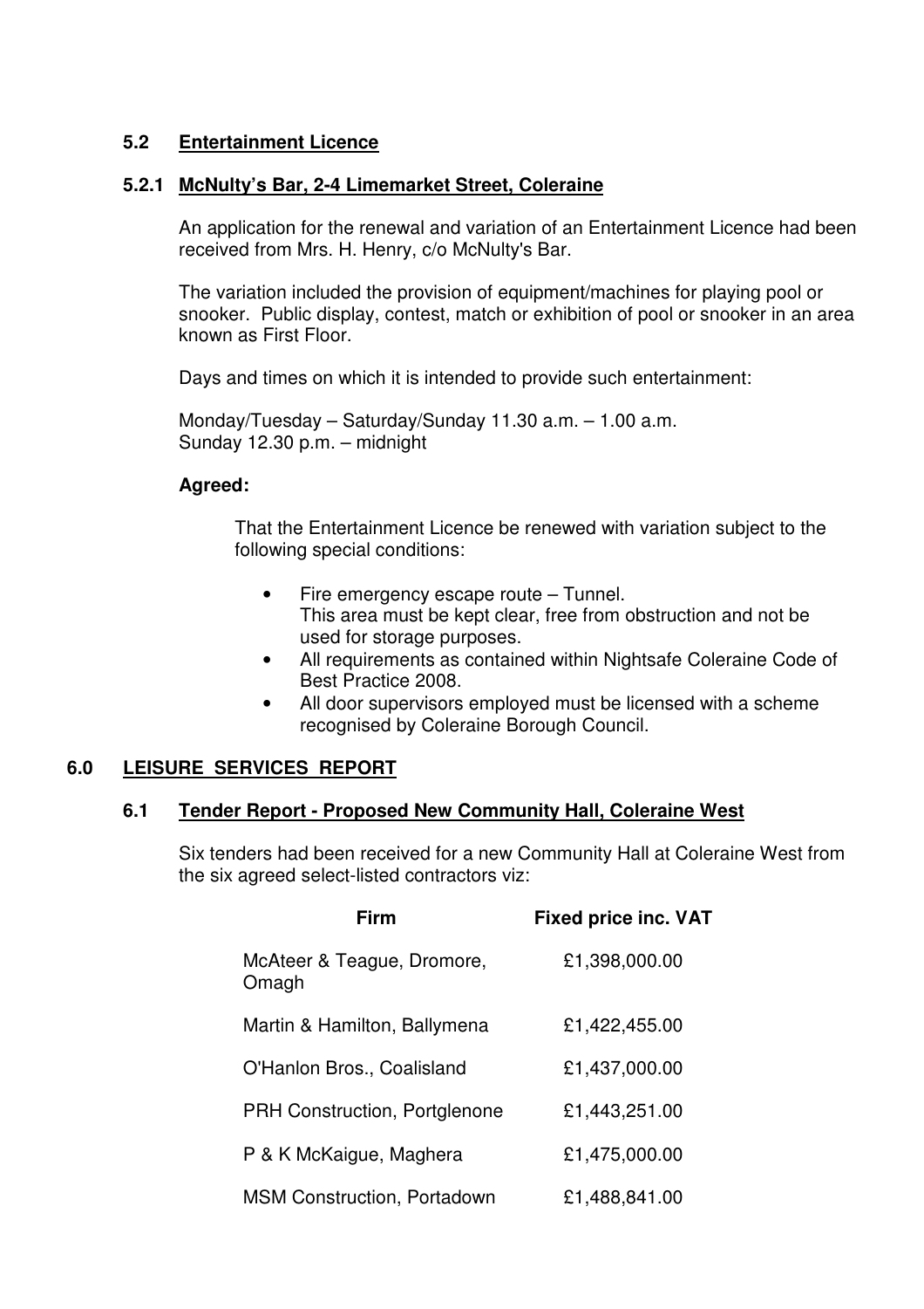### 5.2 Entertainment Licence

#### 5.2.1 McNulty's Bar, 2-4 Limemarket Street, Coleraine

An application for the renewal and variation of an Entertainment Licence had been received from Mrs. H. Henry, c/o McNulty's Bar.

The variation included the provision of equipment/machines for playing pool or snooker. Public display, contest, match or exhibition of pool or snooker in an area known as First Floor.

Days and times on which it is intended to provide such entertainment:

Monday/Tuesday – Saturday/Sunday 11.30 a.m. – 1.00 a.m.
Sunday 12.30 p.m. – midnight

**Agreed:**

That the Entertainment Licence be renewed with variation subject to the following special conditions:

- Fire emergency escape route – Tunnel.
  This area must be kept clear, free from obstruction and not be used for storage purposes.
- All requirements as contained within Nightsafe Coleraine Code of Best Practice 2008.
- All door supervisors employed must be licensed with a scheme recognised by Coleraine Borough Council.

## 6.0 LEISURE SERVICES REPORT

### 6.1 Tender Report - Proposed New Community Hall, Coleraine West

Six tenders had been received for a new Community Hall at Coleraine West from the six agreed select-listed contractors viz:

| Firm | Fixed price inc. VAT |
|---|---|
| McAteer & Teague, Dromore, Omagh | £1,398,000.00 |
| Martin & Hamilton, Ballymena | £1,422,455.00 |
| O'Hanlon Bros., Coalisland | £1,437,000.00 |
| PRH Construction, Portglenone | £1,443,251.00 |
| P & K McKaigue, Maghera | £1,475,000.00 |
| MSM Construction, Portadown | £1,488,841.00 |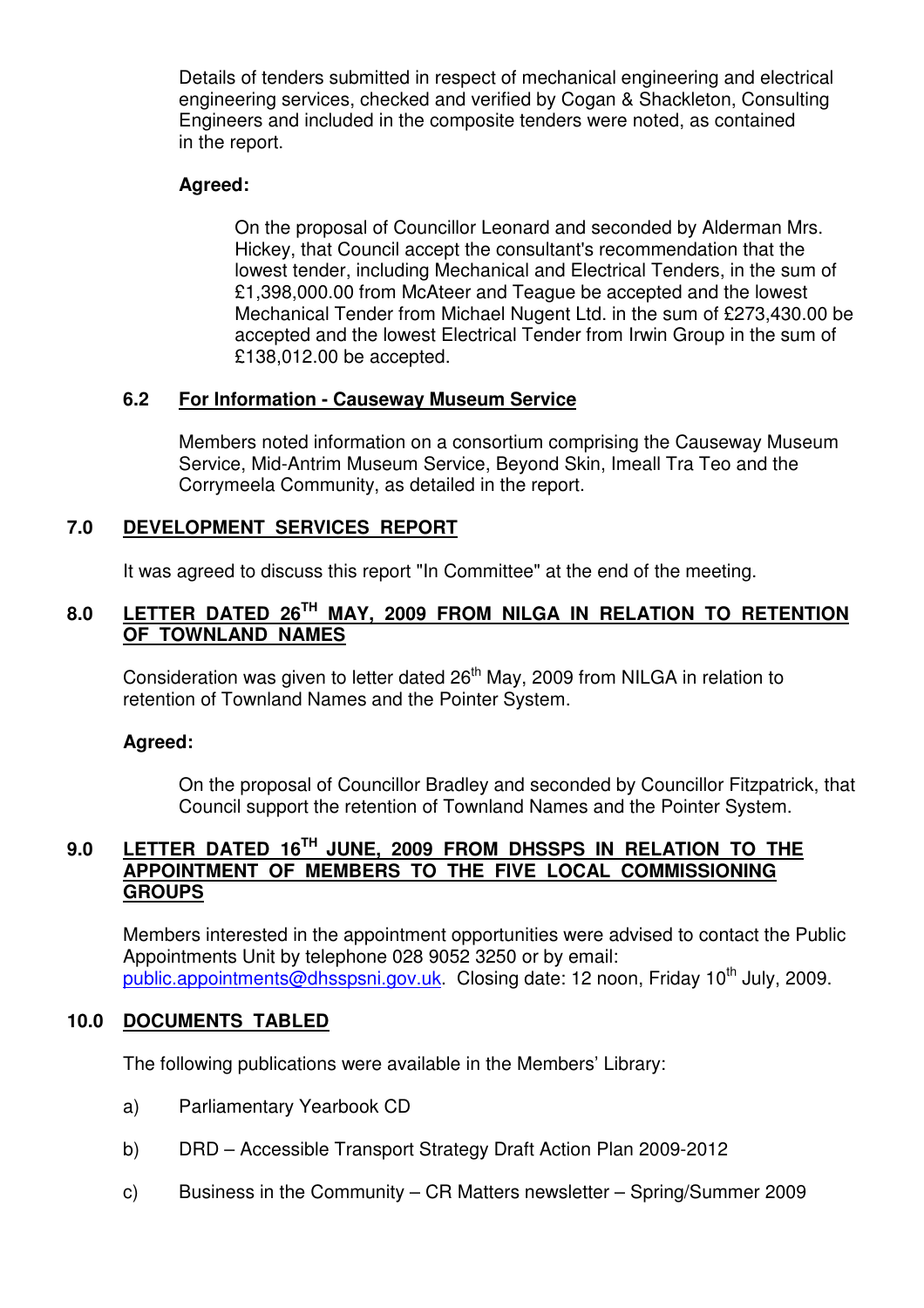Details of tenders submitted in respect of mechanical engineering and electrical engineering services, checked and verified by Cogan & Shackleton, Consulting Engineers and included in the composite tenders were noted, as contained in the report.

**Agreed:**

On the proposal of Councillor Leonard and seconded by Alderman Mrs. Hickey, that Council accept the consultant's recommendation that the lowest tender, including Mechanical and Electrical Tenders, in the sum of £1,398,000.00 from McAteer and Teague be accepted and the lowest Mechanical Tender from Michael Nugent Ltd. in the sum of £273,430.00 be accepted and the lowest Electrical Tender from Irwin Group in the sum of £138,012.00 be accepted.

### 6.2 For Information - Causeway Museum Service

Members noted information on a consortium comprising the Causeway Museum Service, Mid-Antrim Museum Service, Beyond Skin, Imeall Tra Teo and the Corrymeela Community, as detailed in the report.

## 7.0 DEVELOPMENT SERVICES REPORT

It was agreed to discuss this report "In Committee" at the end of the meeting.

## 8.0 LETTER DATED 26TH MAY, 2009 FROM NILGA IN RELATION TO RETENTION OF TOWNLAND NAMES

Consideration was given to letter dated 26th May, 2009 from NILGA in relation to retention of Townland Names and the Pointer System.

**Agreed:**

On the proposal of Councillor Bradley and seconded by Councillor Fitzpatrick, that Council support the retention of Townland Names and the Pointer System.

## 9.0 LETTER DATED 16TH JUNE, 2009 FROM DHSSPS IN RELATION TO THE APPOINTMENT OF MEMBERS TO THE FIVE LOCAL COMMISSIONING GROUPS

Members interested in the appointment opportunities were advised to contact the Public Appointments Unit by telephone 028 9052 3250 or by email: public.appointments@dhsspsni.gov.uk. Closing date: 12 noon, Friday 10th July, 2009.

## 10.0 DOCUMENTS TABLED

The following publications were available in the Members' Library:

a) Parliamentary Yearbook CD

b) DRD – Accessible Transport Strategy Draft Action Plan 2009-2012

c) Business in the Community – CR Matters newsletter – Spring/Summer 2009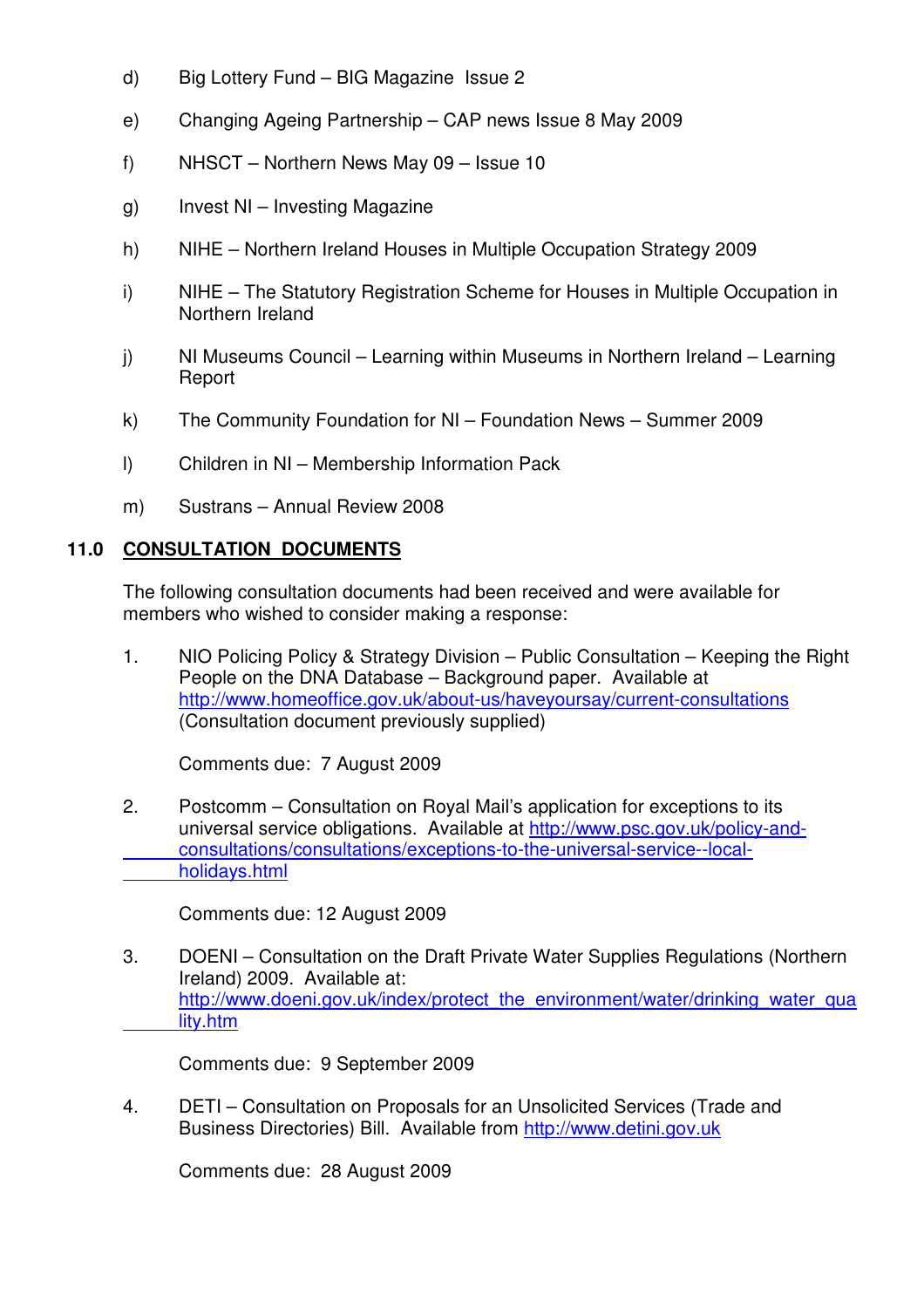d) Big Lottery Fund – BIG Magazine Issue 2

e) Changing Ageing Partnership – CAP news Issue 8 May 2009

f) NHSCT – Northern News May 09 – Issue 10

g) Invest NI – Investing Magazine

h) NIHE – Northern Ireland Houses in Multiple Occupation Strategy 2009

i) NIHE – The Statutory Registration Scheme for Houses in Multiple Occupation in Northern Ireland

j) NI Museums Council – Learning within Museums in Northern Ireland – Learning Report

k) The Community Foundation for NI – Foundation News – Summer 2009

l) Children in NI – Membership Information Pack

m) Sustrans – Annual Review 2008

## 11.0 CONSULTATION DOCUMENTS

The following consultation documents had been received and were available for members who wished to consider making a response:

1. NIO Policing Policy & Strategy Division – Public Consultation – Keeping the Right People on the DNA Database – Background paper. Available at http://www.homeoffice.gov.uk/about-us/haveyoursay/current-consultations (Consultation document previously supplied)

   Comments due: 7 August 2009

2. Postcomm – Consultation on Royal Mail's application for exceptions to its universal service obligations. Available at http://www.psc.gov.uk/policy-and-consultations/consultations/exceptions-to-the-universal-service--local-holidays.html

   Comments due: 12 August 2009

3. DOENI – Consultation on the Draft Private Water Supplies Regulations (Northern Ireland) 2009. Available at: http://www.doeni.gov.uk/index/protect_the_environment/water/drinking_water_quality.htm

   Comments due: 9 September 2009

4. DETI – Consultation on Proposals for an Unsolicited Services (Trade and Business Directories) Bill. Available from http://www.detini.gov.uk

   Comments due: 28 August 2009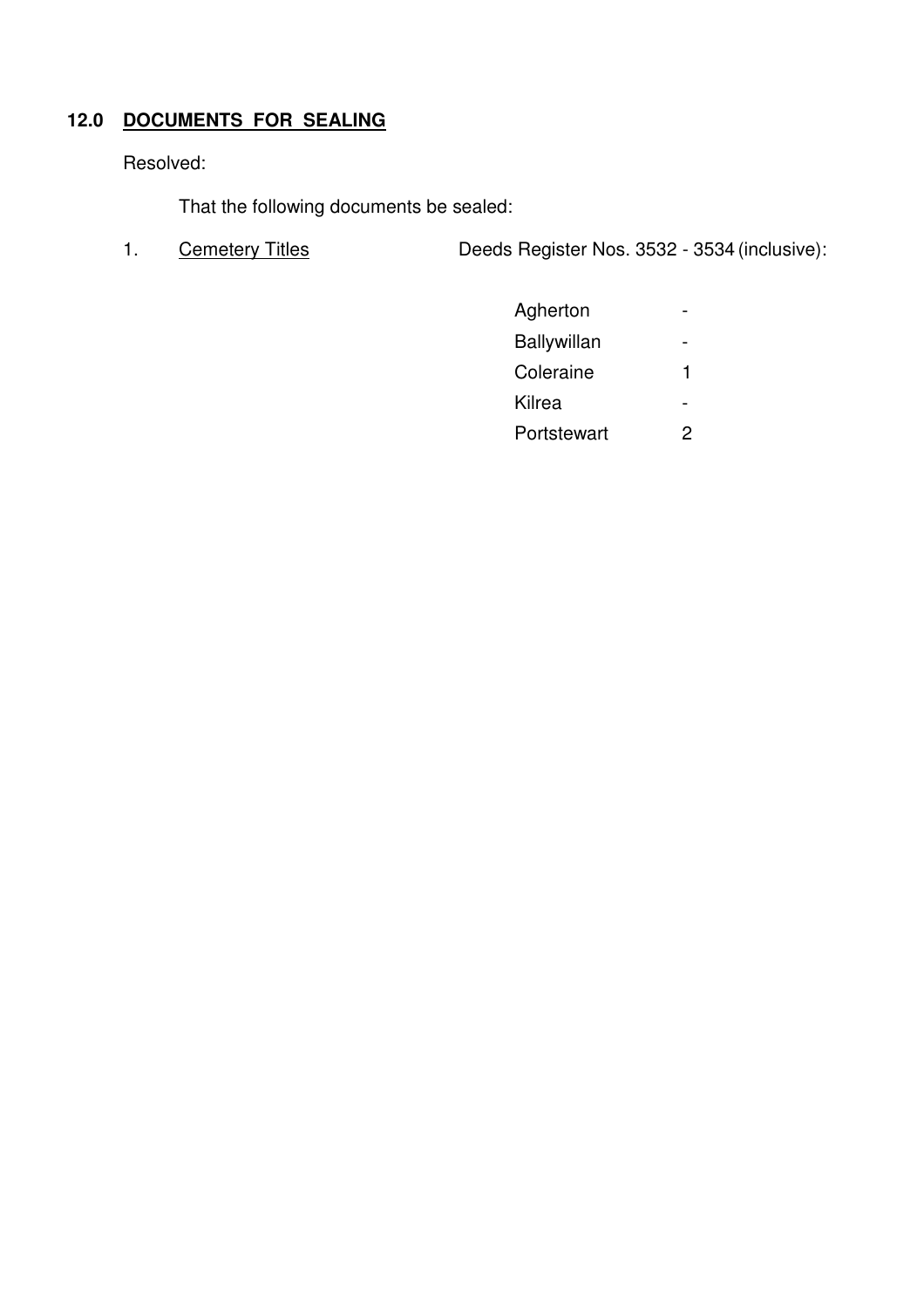## 12.0 DOCUMENTS FOR SEALING

Resolved:

That the following documents be sealed:

1. Cemetery Titles — Deeds Register Nos. 3532 - 3534 (inclusive):

| Cemetery | Number |
|---|---|
| Agherton | - |
| Ballywillan | - |
| Coleraine | 1 |
| Kilrea | - |
| Portstewart | 2 |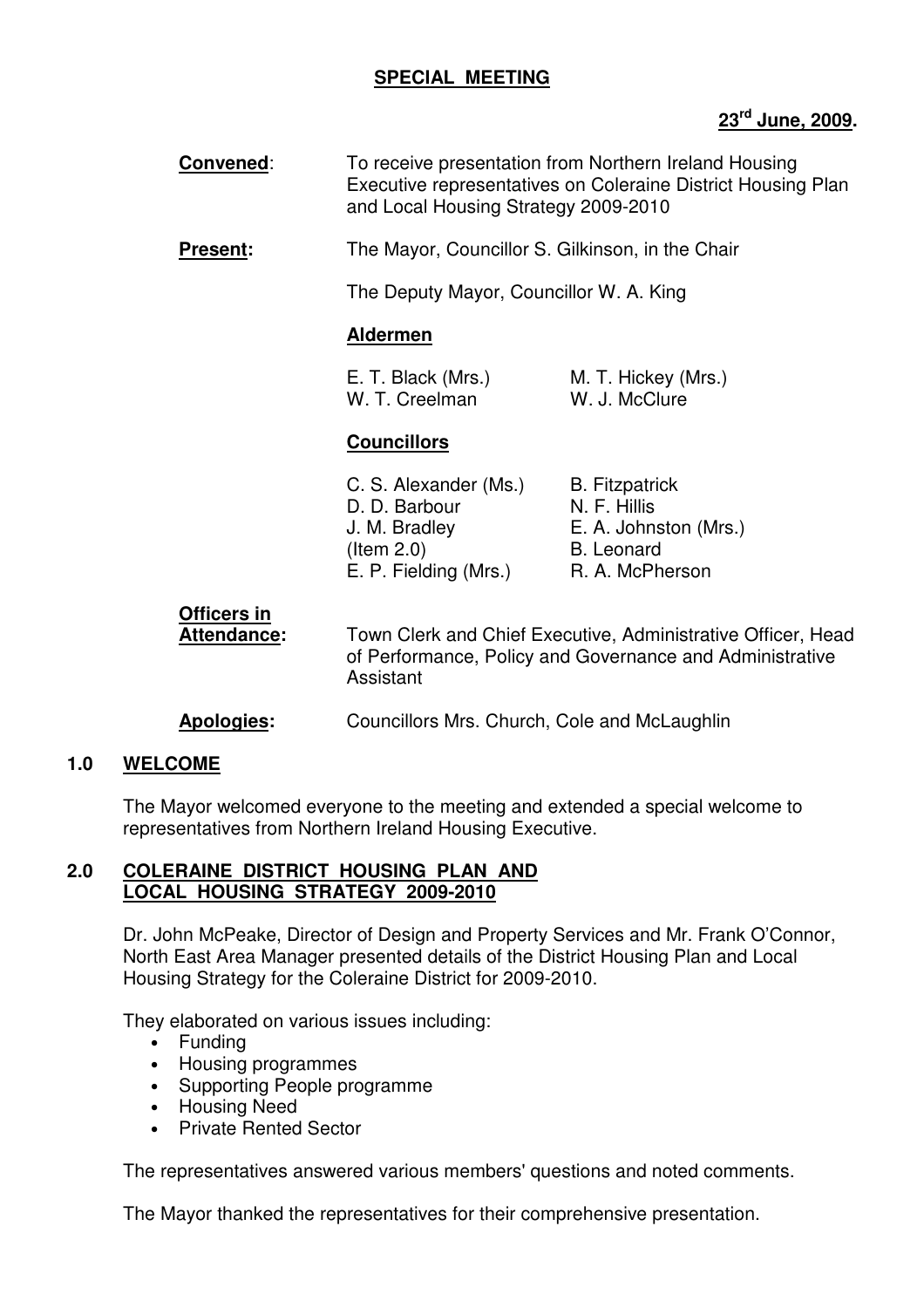**SPECIAL MEETING**

**23rd June, 2009.**

**Convened**: To receive presentation from Northern Ireland Housing Executive representatives on Coleraine District Housing Plan and Local Housing Strategy 2009-2010

**Present:** The Mayor, Councillor S. Gilkinson, in the Chair

The Deputy Mayor, Councillor W. A. King

**Aldermen**

| | |
|---|---|
| E. T. Black (Mrs.) | M. T. Hickey (Mrs.) |
| W. T. Creelman | W. J. McClure |

**Councillors**

| | |
|---|---|
| C. S. Alexander (Ms.) | B. Fitzpatrick |
| D. D. Barbour | N. F. Hillis |
| J. M. Bradley (Item 2.0) | E. A. Johnston (Mrs.) |
| | B. Leonard |
| E. P. Fielding (Mrs.) | R. A. McPherson |

**Officers in Attendance:** Town Clerk and Chief Executive, Administrative Officer, Head of Performance, Policy and Governance and Administrative Assistant

**Apologies:** Councillors Mrs. Church, Cole and McLaughlin

## 1.0 WELCOME

The Mayor welcomed everyone to the meeting and extended a special welcome to representatives from Northern Ireland Housing Executive.

## 2.0 COLERAINE DISTRICT HOUSING PLAN AND LOCAL HOUSING STRATEGY 2009-2010

Dr. John McPeake, Director of Design and Property Services and Mr. Frank O'Connor, North East Area Manager presented details of the District Housing Plan and Local Housing Strategy for the Coleraine District for 2009-2010.

They elaborated on various issues including:

- Funding
- Housing programmes
- Supporting People programme
- Housing Need
- Private Rented Sector

The representatives answered various members' questions and noted comments.

The Mayor thanked the representatives for their comprehensive presentation.